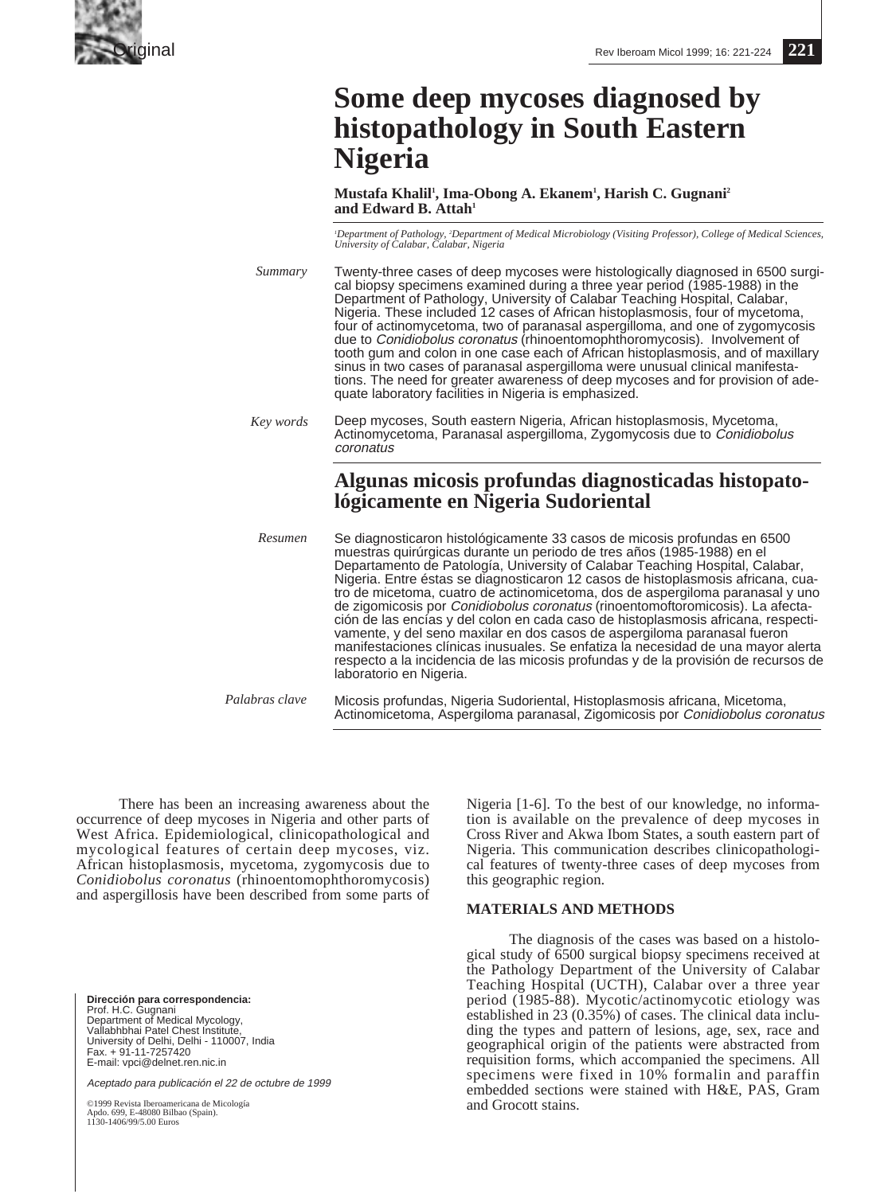Original

# Some deep mycoses diagnosed by histopathology in South Eastern Nigeria

**Mustafa Khalil[1], Ima-Obong A. Ekanem[1], Harish C. Gugnani[2] and Edward B. Attah[1]**

*[1]Department of Pathology, [2]Department of Medical Microbiology (Visiting Professor), College of Medical Sciences, University of Calabar, Calabar, Nigeria*

*Summary* Twenty-three cases of deep mycoses were histologically diagnosed in 6500 surgical biopsy specimens examined during a three year period (1985-1988) in the Department of Pathology, University of Calabar Teaching Hospital, Calabar, Nigeria. These included 12 cases of African histoplasmosis, four of mycetoma, four of actinomycetoma, two of paranasal aspergilloma, and one of zygomycosis due to *Conidiobolus coronatus* (rhinoentomophthoromycosis). Involvement of tooth gum and colon in one case each of African histoplasmosis, and of maxillary sinus in two cases of paranasal aspergilloma were unusual clinical manifestations. The need for greater awareness of deep mycoses and for provision of adequate laboratory facilities in Nigeria is emphasized.

*Key words* Deep mycoses, South eastern Nigeria, African histoplasmosis, Mycetoma, Actinomycetoma, Paranasal aspergilloma, Zygomycosis due to *Conidiobolus coronatus*

## Algunas micosis profundas diagnosticadas histopatológicamente en Nigeria Sudoriental

*Resumen* Se diagnosticaron histológicamente 33 casos de micosis profundas en 6500 muestras quirúrgicas durante un periodo de tres años (1985-1988) en el Departamento de Patología, University of Calabar Teaching Hospital, Calabar, Nigeria. Entre éstas se diagnosticaron 12 casos de histoplasmosis africana, cuatro de micetoma, cuatro de actinomicetoma, dos de aspergiloma paranasal y uno de zigomicosis por *Conidiobolus coronatus* (rinoentomoftoromicosis). La afectación de las encías y del colon en cada caso de histoplasmosis africana, respectivamente, y del seno maxilar en dos casos de aspergiloma paranasal fueron manifestaciones clínicas inusuales. Se enfatiza la necesidad de una mayor alerta respecto a la incidencia de las micosis profundas y de la provisión de recursos de laboratorio en Nigeria.

*Palabras clave* Micosis profundas, Nigeria Sudoriental, Histoplasmosis africana, Micetoma, Actinomicetoma, Aspergiloma paranasal, Zigomicosis por *Conidiobolus coronatus*

There has been an increasing awareness about the occurrence of deep mycoses in Nigeria and other parts of West Africa. Epidemiological, clinicopathological and mycological features of certain deep mycoses, viz. African histoplasmosis, mycetoma, zygomycosis due to *Conidiobolus coronatus* (rhinoentomophthoromycosis) and aspergillosis have been described from some parts of Nigeria [1-6]. To the best of our knowledge, no information is available on the prevalence of deep mycoses in Cross River and Akwa Ibom States, a south eastern part of Nigeria. This communication describes clinicopathological features of twenty-three cases of deep mycoses from this geographic region.

## MATERIALS AND METHODS

The diagnosis of the cases was based on a histological study of 6500 surgical biopsy specimens received at the Pathology Department of the University of Calabar Teaching Hospital (UCTH), Calabar over a three year period (1985-88). Mycotic/actinomycotic etiology was established in 23 (0.35%) of cases. The clinical data including the types and pattern of lesions, age, sex, race and geographical origin of the patients were abstracted from requisition forms, which accompanied the specimens. All specimens were fixed in 10% formalin and paraffin embedded sections were stained with H&E, PAS, Gram and Grocott stains.

**Dirección para correspondencia:**
Prof. H.C. Gugnani
Department of Medical Mycology,
Vallabhbhai Patel Chest Institute,
University of Delhi, Delhi - 110007, India
Fax. + 91-11-7257420
E-mail: vpci@delnet.ren.nic.in

*Aceptado para publicación el 22 de octubre de 1999*

©1999 Revista Iberoamericana de Micología
Apdo. 699, E-48080 Bilbao (Spain).
1130-1406/99/5.00 Euros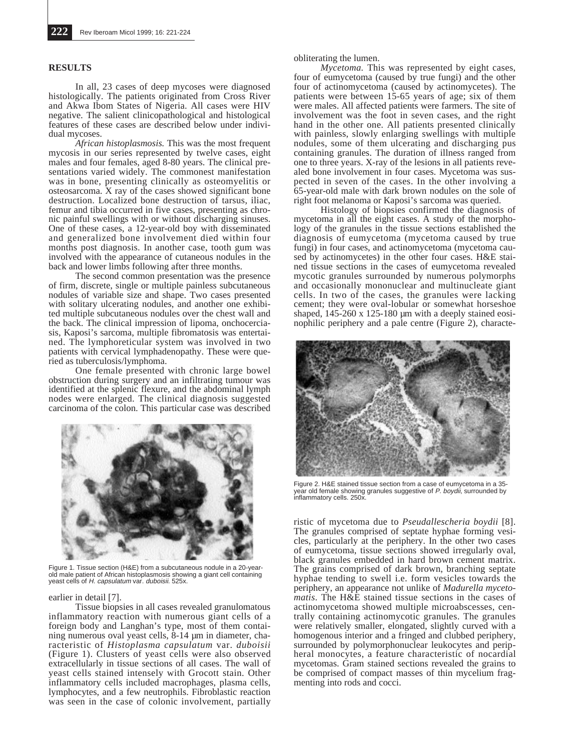## RESULTS

In all, 23 cases of deep mycoses were diagnosed histologically. The patients originated from Cross River and Akwa Ibom States of Nigeria. All cases were HIV negative. The salient clinicopathological and histological features of these cases are described below under individual mycoses.

*African histoplasmosis.* This was the most frequent mycosis in our series represented by twelve cases, eight males and four females, aged 8-80 years. The clinical presentations varied widely. The commonest manifestation was in bone, presenting clinically as osteomyelitis or osteosarcoma. X ray of the cases showed significant bone destruction. Localized bone destruction of tarsus, iliac, femur and tibia occurred in five cases, presenting as chronic painful swellings with or without discharging sinuses. One of these cases, a 12-year-old boy with disseminated and generalized bone involvement died within four months post diagnosis. In another case, tooth gum was involved with the appearance of cutaneous nodules in the back and lower limbs following after three months.

The second common presentation was the presence of firm, discrete, single or multiple painless subcutaneous nodules of variable size and shape. Two cases presented with solitary ulcerating nodules, and another one exhibited multiple subcutaneous nodules over the chest wall and the back. The clinical impression of lipoma, onchocerciasis, Kaposi's sarcoma, multiple fibromatosis was entertained. The lymphoreticular system was involved in two patients with cervical lymphadenopathy. These were queried as tuberculosis/lymphoma.

One female presented with chronic large bowel obstruction during surgery and an infiltrating tumour was identified at the splenic flexure, and the abdominal lymph nodes were enlarged. The clinical diagnosis suggested carcinoma of the colon. This particular case was described earlier in detail [7].

Figure 1. Tissue section (H&E) from a subcutaneous nodule in a 20-year-old male patient of African histoplasmosis showing a giant cell containing yeast cells of *H. capsulatum* var. *duboisii*. 525x.

Tissue biopsies in all cases revealed granulomatous inflammatory reaction with numerous giant cells of a foreign body and Langhan's type, most of them containing numerous oval yeast cells, 8-14 µm in diameter, characteristic of *Histoplasma capsulatum* var. *duboisii* (Figure 1). Clusters of yeast cells were also observed extracellularly in tissue sections of all cases. The wall of yeast cells stained intensely with Grocott stain. Other inflammatory cells included macrophages, plasma cells, lymphocytes, and a few neutrophils. Fibroblastic reaction was seen in the case of colonic involvement, partially obliterating the lumen.

*Mycetoma.* This was represented by eight cases, four of eumycetoma (caused by true fungi) and the other four of actinomycetoma (caused by actinomycetes). The patients were between 15-65 years of age; six of them were males. All affected patients were farmers. The site of involvement was the foot in seven cases, and the right hand in the other one. All patients presented clinically with painless, slowly enlarging swellings with multiple nodules, some of them ulcerating and discharging pus containing granules. The duration of illness ranged from one to three years. X-ray of the lesions in all patients revealed bone involvement in four cases. Mycetoma was suspected in seven of the cases. In the other involving a 65-year-old male with dark brown nodules on the sole of right foot melanoma or Kaposi's sarcoma was queried.

Histology of biopsies confirmed the diagnosis of mycetoma in all the eight cases. A study of the morphology of the granules in the tissue sections established the diagnosis of eumycetoma (mycetoma caused by true fungi) in four cases, and actinomycetoma (mycetoma caused by actinomycetes) in the other four cases. H&E stained tissue sections in the cases of eumycetoma revealed mycotic granules surrounded by numerous polymorphs and occasionally mononuclear and multinucleate giant cells. In two of the cases, the granules were lacking cement; they were oval-lobular or somewhat horseshoe shaped, 145-260 x 125-180 µm with a deeply stained eosinophilic periphery and a pale centre (Figure 2), characteristic of mycetoma due to *Pseudallescheria boydii* [8]. The granules comprised of septate hyphae forming vesicles, particularly at the periphery. In the other two cases of eumycetoma, tissue sections showed irregularly oval, black granules embedded in hard brown cement matrix. The grains comprised of dark brown, branching septate hyphae tending to swell i.e. form vesicles towards the periphery, an appearance not unlike of *Madurella mycetomatis*. The H&E stained tissue sections in the cases of actinomycetoma showed multiple microabscesses, centrally containing actinomycotic granules. The granules were relatively smaller, elongated, slightly curved with a homogenous interior and a fringed and clubbed periphery, surrounded by polymorphonuclear leukocytes and peripheral monocytes, a feature characteristic of nocardial mycetomas. Gram stained sections revealed the grains to be comprised of compact masses of thin mycelium fragmenting into rods and cocci.

Figure 2. H&E stained tissue section from a case of eumycetoma in a 35-year old female showing granules suggestive of *P. boydii*, surrounded by inflammatory cells. 250x.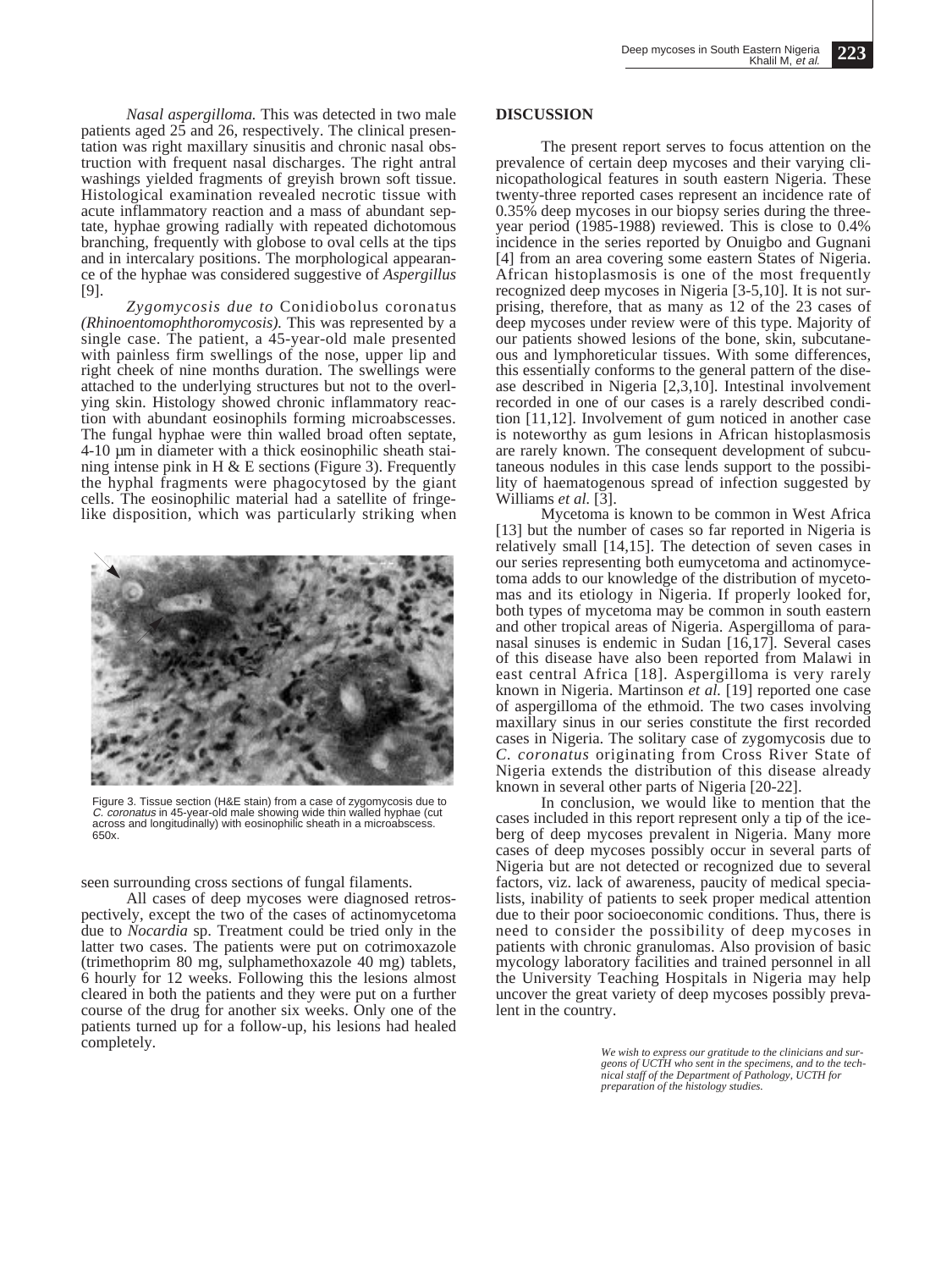*Nasal aspergilloma.* This was detected in two male patients aged 25 and 26, respectively. The clinical presentation was right maxillary sinusitis and chronic nasal obstruction with frequent nasal discharges. The right antral washings yielded fragments of greyish brown soft tissue. Histological examination revealed necrotic tissue with acute inflammatory reaction and a mass of abundant septate, hyphae growing radially with repeated dichotomous branching, frequently with globose to oval cells at the tips and in intercalary positions. The morphological appearance of the hyphae was considered suggestive of *Aspergillus* [9].

*Zygomycosis due to* Conidiobolus coronatus *(Rhinoentomophthoromycosis).* This was represented by a single case. The patient, a 45-year-old male presented with painless firm swellings of the nose, upper lip and right cheek of nine months duration. The swellings were attached to the underlying structures but not to the overlying skin. Histology showed chronic inflammatory reaction with abundant eosinophils forming microabscesses. The fungal hyphae were thin walled broad often septate, 4-10 µm in diameter with a thick eosinophilic sheath staining intense pink in H & E sections (Figure 3). Frequently the hyphal fragments were phagocytosed by the giant cells. The eosinophilic material had a satellite of fringe-like disposition, which was particularly striking when seen surrounding cross sections of fungal filaments.

Figure 3. Tissue section (H&E stain) from a case of zygomycosis due to *C. coronatus* in 45-year-old male showing wide thin walled hyphae (cut across and longitudinally) with eosinophilic sheath in a microabscess. 650x.

All cases of deep mycoses were diagnosed retrospectively, except the two of the cases of actinomycetoma due to *Nocardia* sp. Treatment could be tried only in the latter two cases. The patients were put on cotrimoxazole (trimethoprim 80 mg, sulphamethoxazole 40 mg) tablets, 6 hourly for 12 weeks. Following this the lesions almost cleared in both the patients and they were put on a further course of the drug for another six weeks. Only one of the patients turned up for a follow-up, his lesions had healed completely.

## DISCUSSION

The present report serves to focus attention on the prevalence of certain deep mycoses and their varying clinicopathological features in south eastern Nigeria. These twenty-three reported cases represent an incidence rate of 0.35% deep mycoses in our biopsy series during the three-year period (1985-1988) reviewed. This is close to 0.4% incidence in the series reported by Onuigbo and Gugnani [4] from an area covering some eastern States of Nigeria. African histoplasmosis is one of the most frequently recognized deep mycoses in Nigeria [3-5,10]. It is not surprising, therefore, that as many as 12 of the 23 cases of deep mycoses under review were of this type. Majority of our patients showed lesions of the bone, skin, subcutaneous and lymphoreticular tissues. With some differences, this essentially conforms to the general pattern of the disease described in Nigeria [2,3,10]. Intestinal involvement recorded in one of our cases is a rarely described condition [11,12]. Involvement of gum noticed in another case is noteworthy as gum lesions in African histoplasmosis are rarely known. The consequent development of subcutaneous nodules in this case lends support to the possibility of haematogenous spread of infection suggested by Williams *et al.* [3].

Mycetoma is known to be common in West Africa [13] but the number of cases so far reported in Nigeria is relatively small [14,15]. The detection of seven cases in our series representing both eumycetoma and actinomycetoma adds to our knowledge of the distribution of mycetomas and its etiology in Nigeria. If properly looked for, both types of mycetoma may be common in south eastern and other tropical areas of Nigeria. Aspergilloma of paranasal sinuses is endemic in Sudan [16,17]. Several cases of this disease have also been reported from Malawi in east central Africa [18]. Aspergilloma is very rarely known in Nigeria. Martinson *et al.* [19] reported one case of aspergilloma of the ethmoid. The two cases involving maxillary sinus in our series constitute the first recorded cases in Nigeria. The solitary case of zygomycosis due to *C. coronatus* originating from Cross River State of Nigeria extends the distribution of this disease already known in several other parts of Nigeria [20-22].

In conclusion, we would like to mention that the cases included in this report represent only a tip of the iceberg of deep mycoses prevalent in Nigeria. Many more cases of deep mycoses possibly occur in several parts of Nigeria but are not detected or recognized due to several factors, viz. lack of awareness, paucity of medical specialists, inability of patients to seek proper medical attention due to their poor socioeconomic conditions. Thus, there is need to consider the possibility of deep mycoses in patients with chronic granulomas. Also provision of basic mycology laboratory facilities and trained personnel in all the University Teaching Hospitals in Nigeria may help uncover the great variety of deep mycoses possibly prevalent in the country.

*We wish to express our gratitude to the clinicians and surgeons of UCTH who sent in the specimens, and to the technical staff of the Department of Pathology, UCTH for preparation of the histology studies.*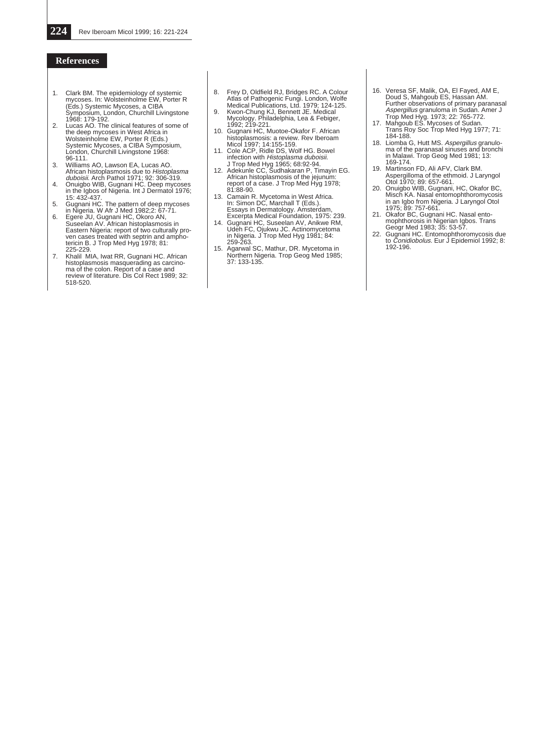## References

1. Clark BM. The epidemiology of systemic mycoses. In: Wolsteinholme EW, Porter R (Eds.) Systemic Mycoses, a CIBA Symposium, London, Churchill Livingstone 1968: 179-192.
2. Lucas AO. The clinical features of some of the deep mycoses in West Africa in Wolsteinholme EW, Porter R (Eds.) Systemic Mycoses, a CIBA Symposium, London, Churchill Livingstone 1968: 96-111.
3. Williams AO, Lawson EA, Lucas AO. African histoplasmosis due to *Histoplasma duboisii*. Arch Pathol 1971; 92: 306-319.
4. Onuigbo WIB, Gugnani HC. Deep mycoses in the Igbos of Nigeria. Int J Dermatol 1976; 15: 432-437.
5. Gugnani HC. The pattern of deep mycoses in Nigeria. W Afr J Med 1982;2: 67-71.
6. Egere JU, Gugnani HC, Okoro AN, Suseelan AV. African histoplasmosis in Eastern Nigeria: report of two culturally proven cases treated with septrin and amphotericin B. J Trop Med Hyg 1978; 81: 225-229.
7. Khalil MIA, Iwat RR, Gugnani HC. African histoplasmosis masquerading as carcinoma of the colon. Report of a case and review of literature. Dis Col Rect 1989; 32: 518-520.
8. Frey D, Oldfield RJ, Bridges RC. A Colour Atlas of Pathogenic Fungi. London, Wolfe Medical Publications, Ltd. 1979; 124-125.
9. Kwon-Chung KJ, Bennett JE. Medical Mycology. Philadelphia, Lea & Febiger, 1992; 219-221.
10. Gugnani HC, Muotoe-Okafor F. African histoplasmosis: a review. Rev Iberoam Micol 1997; 14:155-159.
11. Cole ACP, Ridle DS, Wolf HG. Bowel infection with *Histoplasma duboisii*. J Trop Med Hyg 1965; 68:92-94.
12. Adekunle CC, Sudhakaran P, Timayin EG. African histoplasmosis of the jejunum: report of a case. J Trop Med Hyg 1978; 81:88-90.
13. Camain R. Mycetoma in West Africa. In: Simon DC, Marchall T (Eds.). Essays in Dermatology. Amsterdam, Excerpta Medical Foundation, 1975: 239.
14. Gugnani HC, Suseelan AV, Anikwe RM, Udeh FC, Ojukwu JC. Actinomycetoma in Nigeria. J Trop Med Hyg 1981; 84: 259-263.
15. Agarwal SC, Mathur, DR. Mycetoma in Northern Nigeria. Trop Geog Med 1985; 37: 133-135.
16. Veresa SF, Malik, OA, El Fayed, AM E, Doud S, Mahgoub ES, Hassan AM. Further observations of primary paranasal *Aspergillus* granuloma in Sudan. Amer J Trop Med Hyg. 1973; 22: 765-772.
17. Mahgoub ES. Mycoses of Sudan. Trans Roy Soc Trop Med Hyg 1977; 71: 184-188.
18. Liomba G, Hutt MS. *Aspergillus* granuloma of the paranasal sinuses and bronchi in Malawi. Trop Geog Med 1981; 13: 169-174.
19. Martinson FD, Ali AFV, Clark BM. Aspergilloma of the ethmoid. J Laryngol Otol 1970; 89: 657-661.
20. Onuigbo WIB, Gugnani, HC, Okafor BC, Misch KA. Nasal entomophthoromycosis in an Igbo from Nigeria. J Laryngol Otol 1975; 89: 757-661.
21. Okafor BC, Gugnani HC. Nasal entomophthorosis in Nigerian Igbos. Trans Geogr Med 1983; 35: 53-57.
22. Gugnani HC. Entomophthoromycosis due to *Conidiobolus*. Eur J Epidemiol 1992; 8: 192-196.